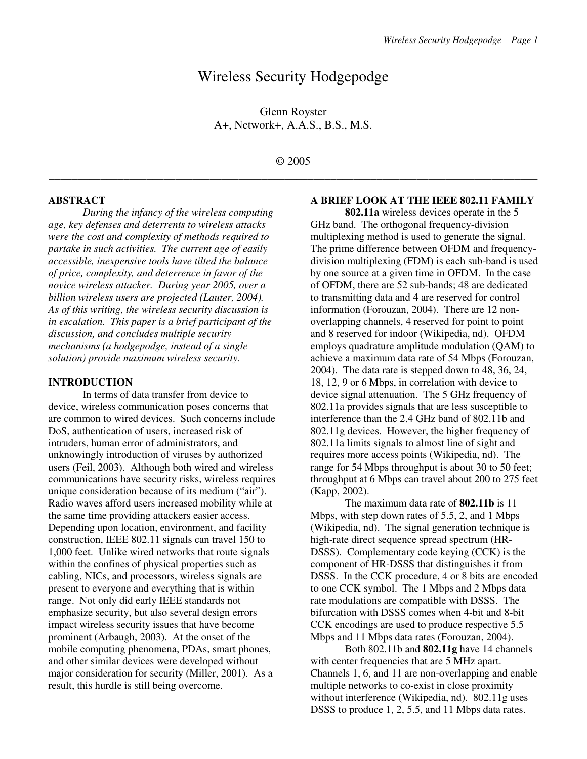# Wireless Security Hodgepodge

Glenn Royster
A+, Network+, A.A.S., B.S., M.S.

© 2005

---

## ABSTRACT

*During the infancy of the wireless computing age, key defenses and deterrents to wireless attacks were the cost and complexity of methods required to partake in such activities. The current age of easily accessible, inexpensive tools have tilted the balance of price, complexity, and deterrence in favor of the novice wireless attacker. During year 2005, over a billion wireless users are projected (Lauter, 2004). As of this writing, the wireless security discussion is in escalation. This paper is a brief participant of the discussion, and concludes multiple security mechanisms (a hodgepodge, instead of a single solution) provide maximum wireless security.*

## INTRODUCTION

In terms of data transfer from device to device, wireless communication poses concerns that are common to wired devices. Such concerns include DoS, authentication of users, increased risk of intruders, human error of administrators, and unknowingly introduction of viruses by authorized users (Feil, 2003). Although both wired and wireless communications have security risks, wireless requires unique consideration because of its medium ("air"). Radio waves afford users increased mobility while at the same time providing attackers easier access. Depending upon location, environment, and facility construction, IEEE 802.11 signals can travel 150 to 1,000 feet. Unlike wired networks that route signals within the confines of physical properties such as cabling, NICs, and processors, wireless signals are present to everyone and everything that is within range. Not only did early IEEE standards not emphasize security, but also several design errors impact wireless security issues that have become prominent (Arbaugh, 2003). At the onset of the mobile computing phenomena, PDAs, smart phones, and other similar devices were developed without major consideration for security (Miller, 2001). As a result, this hurdle is still being overcome.

## A BRIEF LOOK AT THE IEEE 802.11 FAMILY

**802.11a** wireless devices operate in the 5 GHz band. The orthogonal frequency-division multiplexing method is used to generate the signal. The prime difference between OFDM and frequency-division multiplexing (FDM) is each sub-band is used by one source at a given time in OFDM. In the case of OFDM, there are 52 sub-bands; 48 are dedicated to transmitting data and 4 are reserved for control information (Forouzan, 2004). There are 12 non-overlapping channels, 4 reserved for point to point and 8 reserved for indoor (Wikipedia, nd). OFDM employs quadrature amplitude modulation (QAM) to achieve a maximum data rate of 54 Mbps (Forouzan, 2004). The data rate is stepped down to 48, 36, 24, 18, 12, 9 or 6 Mbps, in correlation with device to device signal attenuation. The 5 GHz frequency of 802.11a provides signals that are less susceptible to interference than the 2.4 GHz band of 802.11b and 802.11g devices. However, the higher frequency of 802.11a limits signals to almost line of sight and requires more access points (Wikipedia, nd). The range for 54 Mbps throughput is about 30 to 50 feet; throughput at 6 Mbps can travel about 200 to 275 feet (Kapp, 2002).

The maximum data rate of **802.11b** is 11 Mbps, with step down rates of 5.5, 2, and 1 Mbps (Wikipedia, nd). The signal generation technique is high-rate direct sequence spread spectrum (HR-DSSS). Complementary code keying (CCK) is the component of HR-DSSS that distinguishes it from DSSS. In the CCK procedure, 4 or 8 bits are encoded to one CCK symbol. The 1 Mbps and 2 Mbps data rate modulations are compatible with DSSS. The bifurcation with DSSS comes when 4-bit and 8-bit CCK encodings are used to produce respective 5.5 Mbps and 11 Mbps data rates (Forouzan, 2004).

Both 802.11b and **802.11g** have 14 channels with center frequencies that are 5 MHz apart. Channels 1, 6, and 11 are non-overlapping and enable multiple networks to co-exist in close proximity without interference (Wikipedia, nd). 802.11g uses DSSS to produce 1, 2, 5.5, and 11 Mbps data rates.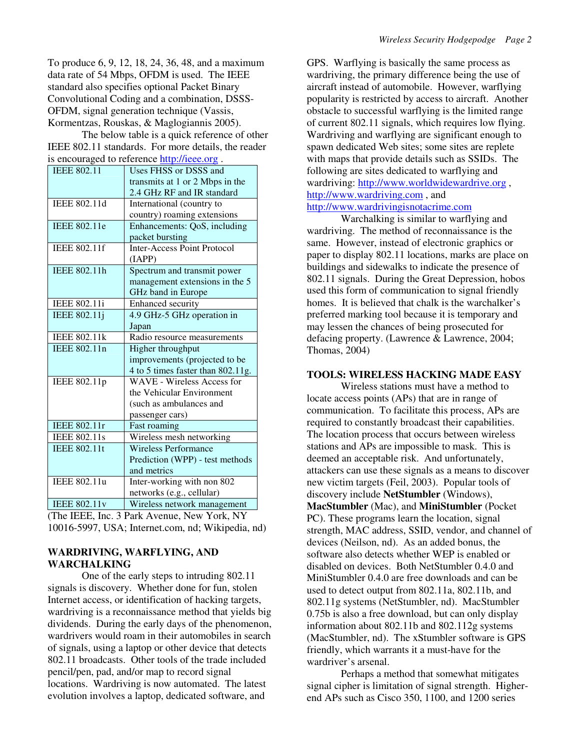To produce 6, 9, 12, 18, 24, 36, 48, and a maximum data rate of 54 Mbps, OFDM is used. The IEEE standard also specifies optional Packet Binary Convolutional Coding and a combination, DSSS-OFDM, signal generation technique (Vassis, Kormentzas, Rouskas, & Maglogiannis 2005).

The below table is a quick reference of other IEEE 802.11 standards. For more details, the reader is encouraged to reference http://ieee.org .

| | |
|---|---|
| IEEE 802.11 | Uses FHSS or DSSS and transmits at 1 or 2 Mbps in the 2.4 GHz RF and IR standard |
| IEEE 802.11d | International (country to country) roaming extensions |
| IEEE 802.11e | Enhancements: QoS, including packet bursting |
| IEEE 802.11f | Inter-Access Point Protocol (IAPP) |
| IEEE 802.11h | Spectrum and transmit power management extensions in the 5 GHz band in Europe |
| IEEE 802.11i | Enhanced security |
| IEEE 802.11j | 4.9 GHz-5 GHz operation in Japan |
| IEEE 802.11k | Radio resource measurements |
| IEEE 802.11n | Higher throughput improvements (projected to be 4 to 5 times faster than 802.11g. |
| IEEE 802.11p | WAVE - Wireless Access for the Vehicular Environment (such as ambulances and passenger cars) |
| IEEE 802.11r | Fast roaming |
| IEEE 802.11s | Wireless mesh networking |
| IEEE 802.11t | Wireless Performance Prediction (WPP) - test methods and metrics |
| IEEE 802.11u | Inter-working with non 802 networks (e.g., cellular) |
| IEEE 802.11v | Wireless network management |

(The IEEE, Inc. 3 Park Avenue, New York, NY 10016-5997, USA; Internet.com, nd; Wikipedia, nd)

## WARDRIVING, WARFLYING, AND WARCHALKING

One of the early steps to intruding 802.11 signals is discovery. Whether done for fun, stolen Internet access, or identification of hacking targets, wardriving is a reconnaissance method that yields big dividends. During the early days of the phenomenon, wardrivers would roam in their automobiles in search of signals, using a laptop or other device that detects 802.11 broadcasts. Other tools of the trade included pencil/pen, pad, and/or map to record signal locations. Wardriving is now automated. The latest evolution involves a laptop, dedicated software, and GPS. Warflying is basically the same process as wardriving, the primary difference being the use of aircraft instead of automobile. However, warflying popularity is restricted by access to aircraft. Another obstacle to successful warflying is the limited range of current 802.11 signals, which requires low flying. Wardriving and warflying are significant enough to spawn dedicated Web sites; some sites are replete with maps that provide details such as SSIDs. The following are sites dedicated to warflying and wardriving: http://www.worldwidewardrive.org , http://www.wardriving.com , and http://www.wardrivingisnotacrime.com

Warchalking is similar to warflying and wardriving. The method of reconnaissance is the same. However, instead of electronic graphics or paper to display 802.11 locations, marks are place on buildings and sidewalks to indicate the presence of 802.11 signals. During the Great Depression, hobos used this form of communication to signal friendly homes. It is believed that chalk is the warchalker's preferred marking tool because it is temporary and may lessen the chances of being prosecuted for defacing property. (Lawrence & Lawrence, 2004; Thomas, 2004)

## TOOLS: WIRELESS HACKING MADE EASY

Wireless stations must have a method to locate access points (APs) that are in range of communication. To facilitate this process, APs are required to constantly broadcast their capabilities. The location process that occurs between wireless stations and APs are impossible to mask. This is deemed an acceptable risk. And unfortunately, attackers can use these signals as a means to discover new victim targets (Feil, 2003). Popular tools of discovery include **NetStumbler** (Windows), **MacStumbler** (Mac), and **MiniStumbler** (Pocket PC). These programs learn the location, signal strength, MAC address, SSID, vendor, and channel of devices (Neilson, nd). As an added bonus, the software also detects whether WEP is enabled or disabled on devices. Both NetStumbler 0.4.0 and MiniStumbler 0.4.0 are free downloads and can be used to detect output from 802.11a, 802.11b, and 802.11g systems (NetStumbler, nd). MacStumbler 0.75b is also a free download, but can only display information about 802.11b and 802.112g systems (MacStumbler, nd). The xStumbler software is GPS friendly, which warrants it a must-have for the wardriver's arsenal.

Perhaps a method that somewhat mitigates signal cipher is limitation of signal strength. Higher-end APs such as Cisco 350, 1100, and 1200 series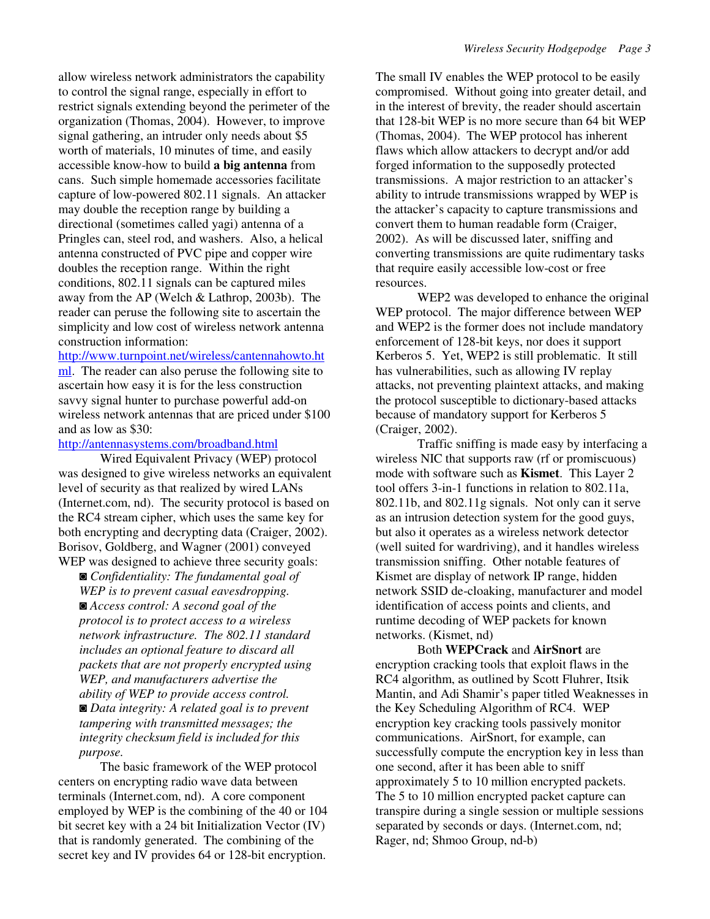allow wireless network administrators the capability to control the signal range, especially in effort to restrict signals extending beyond the perimeter of the organization (Thomas, 2004). However, to improve signal gathering, an intruder only needs about $5 worth of materials, 10 minutes of time, and easily accessible know-how to build **a big antenna** from cans. Such simple homemade accessories facilitate capture of low-powered 802.11 signals. An attacker may double the reception range by building a directional (sometimes called yagi) antenna of a Pringles can, steel rod, and washers. Also, a helical antenna constructed of PVC pipe and copper wire doubles the reception range. Within the right conditions, 802.11 signals can be captured miles away from the AP (Welch & Lathrop, 2003b). The reader can peruse the following site to ascertain the simplicity and low cost of wireless network antenna construction information: [http://www.turnpoint.net/wireless/cantennahowto.html](http://www.turnpoint.net/wireless/cantennahowto.html). The reader can also peruse the following site to ascertain how easy it is for the less construction savvy signal hunter to purchase powerful add-on wireless network antennas that are priced under $100 and as low as $30: [http://antennasystems.com/broadband.html](http://antennasystems.com/broadband.html)

Wired Equivalent Privacy (WEP) protocol was designed to give wireless networks an equivalent level of security as that realized by wired LANs (Internet.com, nd). The security protocol is based on the RC4 stream cipher, which uses the same key for both encrypting and decrypting data (Craiger, 2002). Borisov, Goldberg, and Wagner (2001) conveyed WEP was designed to achieve three security goals:

- ◙ *Confidentiality: The fundamental goal of WEP is to prevent casual eavesdropping.*
- ◙ *Access control: A second goal of the protocol is to protect access to a wireless network infrastructure. The 802.11 standard includes an optional feature to discard all packets that are not properly encrypted using WEP, and manufacturers advertise the ability of WEP to provide access control.*
- ◙ *Data integrity: A related goal is to prevent tampering with transmitted messages; the integrity checksum field is included for this purpose.*

The basic framework of the WEP protocol centers on encrypting radio wave data between terminals (Internet.com, nd). A core component employed by WEP is the combining of the 40 or 104 bit secret key with a 24 bit Initialization Vector (IV) that is randomly generated. The combining of the secret key and IV provides 64 or 128-bit encryption. The small IV enables the WEP protocol to be easily compromised. Without going into greater detail, and in the interest of brevity, the reader should ascertain that 128-bit WEP is no more secure than 64 bit WEP (Thomas, 2004). The WEP protocol has inherent flaws which allow attackers to decrypt and/or add forged information to the supposedly protected transmissions. A major restriction to an attacker's ability to intrude transmissions wrapped by WEP is the attacker's capacity to capture transmissions and convert them to human readable form (Craiger, 2002). As will be discussed later, sniffing and converting transmissions are quite rudimentary tasks that require easily accessible low-cost or free resources.

WEP2 was developed to enhance the original WEP protocol. The major difference between WEP and WEP2 is the former does not include mandatory enforcement of 128-bit keys, nor does it support Kerberos 5. Yet, WEP2 is still problematic. It still has vulnerabilities, such as allowing IV replay attacks, not preventing plaintext attacks, and making the protocol susceptible to dictionary-based attacks because of mandatory support for Kerberos 5 (Craiger, 2002).

Traffic sniffing is made easy by interfacing a wireless NIC that supports raw (rf or promiscuous) mode with software such as **Kismet**. This Layer 2 tool offers 3-in-1 functions in relation to 802.11a, 802.11b, and 802.11g signals. Not only can it serve as an intrusion detection system for the good guys, but also it operates as a wireless network detector (well suited for wardriving), and it handles wireless transmission sniffing. Other notable features of Kismet are display of network IP range, hidden network SSID de-cloaking, manufacturer and model identification of access points and clients, and runtime decoding of WEP packets for known networks. (Kismet, nd)

Both **WEPCrack** and **AirSnort** are encryption cracking tools that exploit flaws in the RC4 algorithm, as outlined by Scott Fluhrer, Itsik Mantin, and Adi Shamir's paper titled Weaknesses in the Key Scheduling Algorithm of RC4. WEP encryption key cracking tools passively monitor communications. AirSnort, for example, can successfully compute the encryption key in less than one second, after it has been able to sniff approximately 5 to 10 million encrypted packets. The 5 to 10 million encrypted packet capture can transpire during a single session or multiple sessions separated by seconds or days. (Internet.com, nd; Rager, nd; Shmoo Group, nd-b)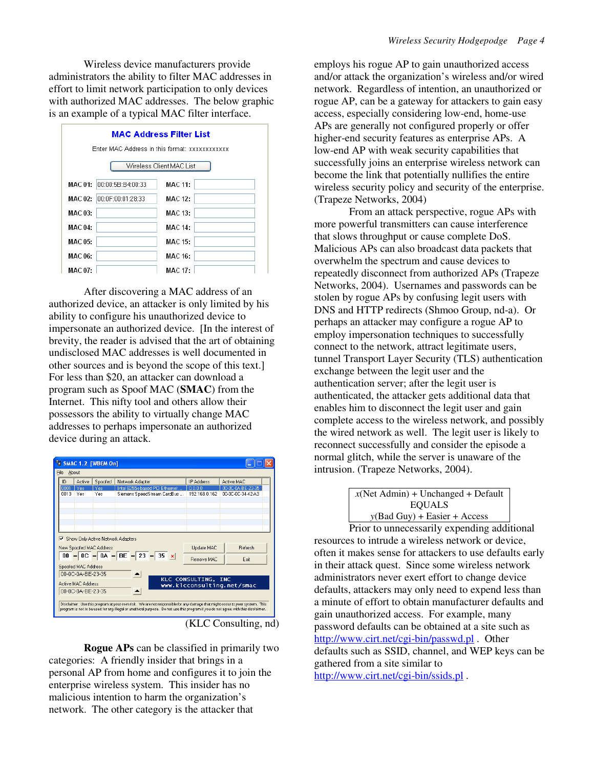Wireless device manufacturers provide administrators the ability to filter MAC addresses in effort to limit network participation to only devices with authorized MAC addresses. The below graphic is an example of a typical MAC filter interface.

After discovering a MAC address of an authorized device, an attacker is only limited by his ability to configure his unauthorized device to impersonate an authorized device. [In the interest of brevity, the reader is advised that the art of obtaining undisclosed MAC addresses is well documented in other sources and is beyond the scope of this text.] For less than $20, an attacker can download a program such as Spoof MAC (**SMAC**) from the Internet. This nifty tool and others allow their possessors the ability to virtually change MAC addresses to perhaps impersonate an authorized device during an attack.

(KLC Consulting, nd)

**Rogue APs** can be classified in primarily two categories: A friendly insider that brings in a personal AP from home and configures it to join the enterprise wireless system. This insider has no malicious intention to harm the organization's network. The other category is the attacker that employs his rogue AP to gain unauthorized access and/or attack the organization's wireless and/or wired network. Regardless of intention, an unauthorized or rogue AP, can be a gateway for attackers to gain easy access, especially considering low-end, home-use APs are generally not configured properly or offer higher-end security features as enterprise APs. A low-end AP with weak security capabilities that successfully joins an enterprise wireless network can become the link that potentially nullifies the entire wireless security policy and security of the enterprise. (Trapeze Networks, 2004)

From an attack perspective, rogue APs with more powerful transmitters can cause interference that slows throughput or cause complete DoS. Malicious APs can also broadcast data packets that overwhelm the spectrum and cause devices to repeatedly disconnect from authorized APs (Trapeze Networks, 2004). Usernames and passwords can be stolen by rogue APs by confusing legit users with DNS and HTTP redirects (Shmoo Group, nd-a). Or perhaps an attacker may configure a rogue AP to employ impersonation techniques to successfully connect to the network, attract legitimate users, tunnel Transport Layer Security (TLS) authentication exchange between the legit user and the authentication server; after the legit user is authenticated, the attacker gets additional data that enables him to disconnect the legit user and gain complete access to the wireless network, and possibly the wired network as well. The legit user is likely to reconnect successfully and consider the episode a normal glitch, while the server is unaware of the intrusion. (Trapeze Networks, 2004).

| $x$(Net Admin) + Unchanged + Default EQUALS $y$(Bad Guy) + Easier + Access |
|---|

Prior to unnecessarily expending additional resources to intrude a wireless network or device, often it makes sense for attackers to use defaults early in their attack quest. Since some wireless network administrators never exert effort to change device defaults, attackers may only need to expend less than a minute of effort to obtain manufacturer defaults and gain unauthorized access. For example, many password defaults can be obtained at a site such as http://www.cirt.net/cgi-bin/passwd.pl . Other defaults such as SSID, channel, and WEP keys can be gathered from a site similar to http://www.cirt.net/cgi-bin/ssids.pl .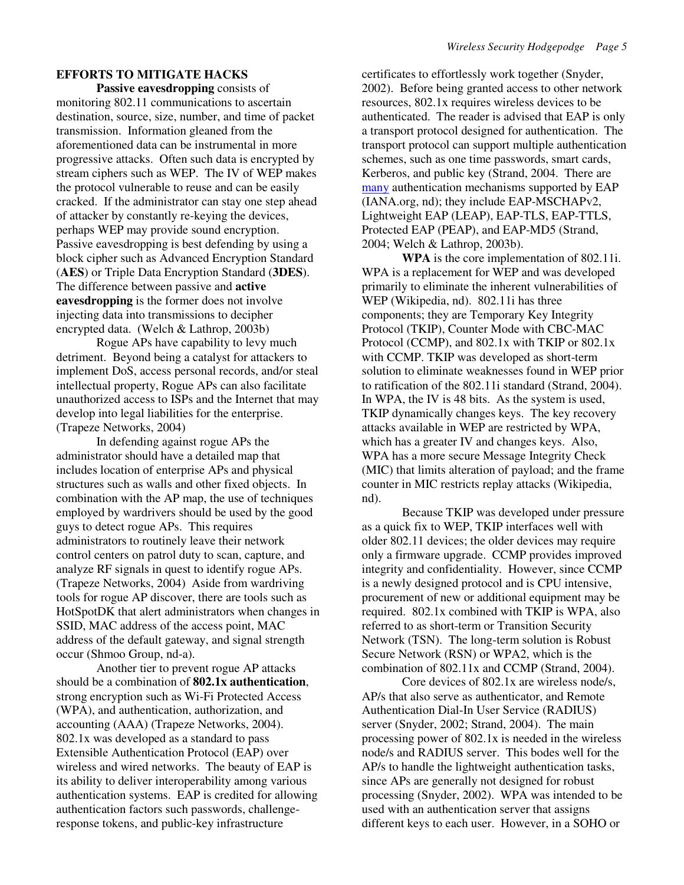## EFFORTS TO MITIGATE HACKS

**Passive eavesdropping** consists of monitoring 802.11 communications to ascertain destination, source, size, number, and time of packet transmission. Information gleaned from the aforementioned data can be instrumental in more progressive attacks. Often such data is encrypted by stream ciphers such as WEP. The IV of WEP makes the protocol vulnerable to reuse and can be easily cracked. If the administrator can stay one step ahead of attacker by constantly re-keying the devices, perhaps WEP may provide sound encryption. Passive eavesdropping is best defending by using a block cipher such as Advanced Encryption Standard (**AES**) or Triple Data Encryption Standard (**3DES**). The difference between passive and **active eavesdropping** is the former does not involve injecting data into transmissions to decipher encrypted data. (Welch & Lathrop, 2003b)

Rogue APs have capability to levy much detriment. Beyond being a catalyst for attackers to implement DoS, access personal records, and/or steal intellectual property, Rogue APs can also facilitate unauthorized access to ISPs and the Internet that may develop into legal liabilities for the enterprise. (Trapeze Networks, 2004)

In defending against rogue APs the administrator should have a detailed map that includes location of enterprise APs and physical structures such as walls and other fixed objects. In combination with the AP map, the use of techniques employed by wardrivers should be used by the good guys to detect rogue APs. This requires administrators to routinely leave their network control centers on patrol duty to scan, capture, and analyze RF signals in quest to identify rogue APs. (Trapeze Networks, 2004) Aside from wardriving tools for rogue AP discover, there are tools such as HotSpotDK that alert administrators when changes in SSID, MAC address of the access point, MAC address of the default gateway, and signal strength occur (Shmoo Group, nd-a).

Another tier to prevent rogue AP attacks should be a combination of **802.1x authentication**, strong encryption such as Wi-Fi Protected Access (WPA), and authentication, authorization, and accounting (AAA) (Trapeze Networks, 2004). 802.1x was developed as a standard to pass Extensible Authentication Protocol (EAP) over wireless and wired networks. The beauty of EAP is its ability to deliver interoperability among various authentication systems. EAP is credited for allowing authentication factors such passwords, challenge-response tokens, and public-key infrastructure certificates to effortlessly work together (Snyder, 2002). Before being granted access to other network resources, 802.1x requires wireless devices to be authenticated. The reader is advised that EAP is only a transport protocol designed for authentication. The transport protocol can support multiple authentication schemes, such as one time passwords, smart cards, Kerberos, and public key (Strand, 2004. There are many authentication mechanisms supported by EAP (IANA.org, nd); they include EAP-MSCHAPv2, Lightweight EAP (LEAP), EAP-TLS, EAP-TTLS, Protected EAP (PEAP), and EAP-MD5 (Strand, 2004; Welch & Lathrop, 2003b).

**WPA** is the core implementation of 802.11i. WPA is a replacement for WEP and was developed primarily to eliminate the inherent vulnerabilities of WEP (Wikipedia, nd). 802.11i has three components; they are Temporary Key Integrity Protocol (TKIP), Counter Mode with CBC-MAC Protocol (CCMP), and 802.1x with TKIP or 802.1x with CCMP. TKIP was developed as short-term solution to eliminate weaknesses found in WEP prior to ratification of the 802.11i standard (Strand, 2004). In WPA, the IV is 48 bits. As the system is used, TKIP dynamically changes keys. The key recovery attacks available in WEP are restricted by WPA, which has a greater IV and changes keys. Also, WPA has a more secure Message Integrity Check (MIC) that limits alteration of payload; and the frame counter in MIC restricts replay attacks (Wikipedia, nd).

Because TKIP was developed under pressure as a quick fix to WEP, TKIP interfaces well with older 802.11 devices; the older devices may require only a firmware upgrade. CCMP provides improved integrity and confidentiality. However, since CCMP is a newly designed protocol and is CPU intensive, procurement of new or additional equipment may be required. 802.1x combined with TKIP is WPA, also referred to as short-term or Transition Security Network (TSN). The long-term solution is Robust Secure Network (RSN) or WPA2, which is the combination of 802.11x and CCMP (Strand, 2004).

Core devices of 802.1x are wireless node/s, AP/s that also serve as authenticator, and Remote Authentication Dial-In User Service (RADIUS) server (Snyder, 2002; Strand, 2004). The main processing power of 802.1x is needed in the wireless node/s and RADIUS server. This bodes well for the AP/s to handle the lightweight authentication tasks, since APs are generally not designed for robust processing (Snyder, 2002). WPA was intended to be used with an authentication server that assigns different keys to each user. However, in a SOHO or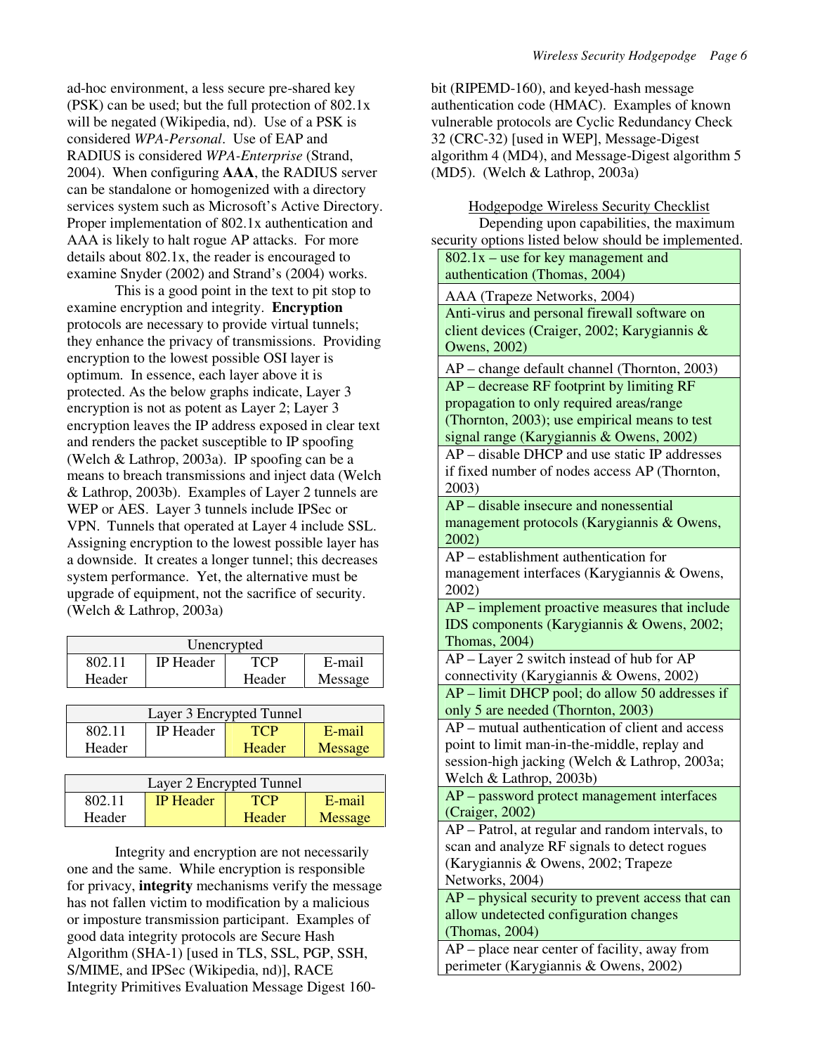ad-hoc environment, a less secure pre-shared key (PSK) can be used; but the full protection of 802.1x will be negated (Wikipedia, nd). Use of a PSK is considered *WPA-Personal*. Use of EAP and RADIUS is considered *WPA-Enterprise* (Strand, 2004). When configuring **AAA**, the RADIUS server can be standalone or homogenized with a directory services system such as Microsoft's Active Directory. Proper implementation of 802.1x authentication and AAA is likely to halt rogue AP attacks. For more details about 802.1x, the reader is encouraged to examine Snyder (2002) and Strand's (2004) works.

This is a good point in the text to pit stop to examine encryption and integrity. **Encryption** protocols are necessary to provide virtual tunnels; they enhance the privacy of transmissions. Providing encryption to the lowest possible OSI layer is optimum. In essence, each layer above it is protected. As the below graphs indicate, Layer 3 encryption is not as potent as Layer 2; Layer 3 encryption leaves the IP address exposed in clear text and renders the packet susceptible to IP spoofing (Welch & Lathrop, 2003a). IP spoofing can be a means to breach transmissions and inject data (Welch & Lathrop, 2003b). Examples of Layer 2 tunnels are WEP or AES. Layer 3 tunnels include IPSec or VPN. Tunnels that operated at Layer 4 include SSL. Assigning encryption to the lowest possible layer has a downside. It creates a longer tunnel; this decreases system performance. Yet, the alternative must be upgrade of equipment, not the sacrifice of security. (Welch & Lathrop, 2003a)

| Unencrypted | | | |
|---|---|---|---|
| 802.11 Header | IP Header | TCP Header | E-mail Message |

| Layer 3 Encrypted Tunnel | | | |
|---|---|---|---|
| 802.11 Header | IP Header | TCP Header | E-mail Message |

| Layer 2 Encrypted Tunnel | | | |
|---|---|---|---|
| 802.11 Header | IP Header | TCP Header | E-mail Message |

Integrity and encryption are not necessarily one and the same. While encryption is responsible for privacy, **integrity** mechanisms verify the message has not fallen victim to modification by a malicious or imposture transmission participant. Examples of good data integrity protocols are Secure Hash Algorithm (SHA-1) [used in TLS, SSL, PGP, SSH, S/MIME, and IPSec (Wikipedia, nd)], RACE Integrity Primitives Evaluation Message Digest 160-bit (RIPEMD-160), and keyed-hash message authentication code (HMAC). Examples of known vulnerable protocols are Cyclic Redundancy Check 32 (CRC-32) [used in WEP], Message-Digest algorithm 4 (MD4), and Message-Digest algorithm 5 (MD5). (Welch & Lathrop, 2003a)

Hodgepodge Wireless Security Checklist

Depending upon capabilities, the maximum security options listed below should be implemented.

| |
|---|
| 802.1x – use for key management and authentication (Thomas, 2004) |
| AAA (Trapeze Networks, 2004) |
| Anti-virus and personal firewall software on client devices (Craiger, 2002; Karygiannis & Owens, 2002) |
| AP – change default channel (Thornton, 2003) |
| AP – decrease RF footprint by limiting RF propagation to only required areas/range (Thornton, 2003); use empirical means to test signal range (Karygiannis & Owens, 2002) |
| AP – disable DHCP and use static IP addresses if fixed number of nodes access AP (Thornton, 2003) |
| AP – disable insecure and nonessential management protocols (Karygiannis & Owens, 2002) |
| AP – establishment authentication for management interfaces (Karygiannis & Owens, 2002) |
| AP – implement proactive measures that include IDS components (Karygiannis & Owens, 2002; Thomas, 2004) |
| AP – Layer 2 switch instead of hub for AP connectivity (Karygiannis & Owens, 2002) |
| AP – limit DHCP pool; do allow 50 addresses if only 5 are needed (Thornton, 2003) |
| AP – mutual authentication of client and access point to limit man-in-the-middle, replay and session-high jacking (Welch & Lathrop, 2003a; Welch & Lathrop, 2003b) |
| AP – password protect management interfaces (Craiger, 2002) |
| AP – Patrol, at regular and random intervals, to scan and analyze RF signals to detect rogues (Karygiannis & Owens, 2002; Trapeze Networks, 2004) |
| AP – physical security to prevent access that can allow undetected configuration changes (Thomas, 2004) |
| AP – place near center of facility, away from perimeter (Karygiannis & Owens, 2002) |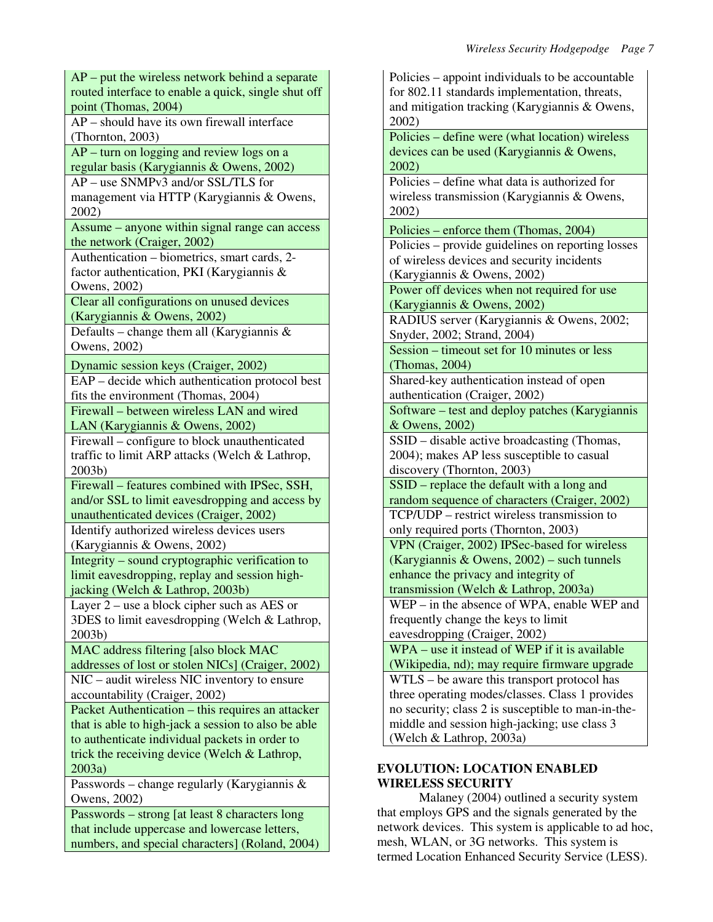| |
|---|
| AP – put the wireless network behind a separate routed interface to enable a quick, single shut off point (Thomas, 2004) |
| AP – should have its own firewall interface (Thornton, 2003) |
| AP – turn on logging and review logs on a regular basis (Karygiannis & Owens, 2002) |
| AP – use SNMPv3 and/or SSL/TLS for management via HTTP (Karygiannis & Owens, 2002) |
| Assume – anyone within signal range can access the network (Craiger, 2002) |
| Authentication – biometrics, smart cards, 2-factor authentication, PKI (Karygiannis & Owens, 2002) |
| Clear all configurations on unused devices (Karygiannis & Owens, 2002) |
| Defaults – change them all (Karygiannis & Owens, 2002) |
| Dynamic session keys (Craiger, 2002) |
| EAP – decide which authentication protocol best fits the environment (Thomas, 2004) |
| Firewall – between wireless LAN and wired LAN (Karygiannis & Owens, 2002) |
| Firewall – configure to block unauthenticated traffic to limit ARP attacks (Welch & Lathrop, 2003b) |
| Firewall – features combined with IPSec, SSH, and/or SSL to limit eavesdropping and access by unauthenticated devices (Craiger, 2002) |
| Identify authorized wireless devices users (Karygiannis & Owens, 2002) |
| Integrity – sound cryptographic verification to limit eavesdropping, replay and session high-jacking (Welch & Lathrop, 2003b) |
| Layer 2 – use a block cipher such as AES or 3DES to limit eavesdropping (Welch & Lathrop, 2003b) |
| MAC address filtering [also block MAC addresses of lost or stolen NICs] (Craiger, 2002) |
| NIC – audit wireless NIC inventory to ensure accountability (Craiger, 2002) |
| Packet Authentication – this requires an attacker that is able to high-jack a session to also be able to authenticate individual packets in order to trick the receiving device (Welch & Lathrop, 2003a) |
| Passwords – change regularly (Karygiannis & Owens, 2002) |
| Passwords – strong [at least 8 characters long that include uppercase and lowercase letters, numbers, and special characters] (Roland, 2004) |
| Policies – appoint individuals to be accountable for 802.11 standards implementation, threats, and mitigation tracking (Karygiannis & Owens, 2002) |
| Policies – define were (what location) wireless devices can be used (Karygiannis & Owens, 2002) |
| Policies – define what data is authorized for wireless transmission (Karygiannis & Owens, 2002) |
| Policies – enforce them (Thomas, 2004) |
| Policies – provide guidelines on reporting losses of wireless devices and security incidents (Karygiannis & Owens, 2002) |
| Power off devices when not required for use (Karygiannis & Owens, 2002) |
| RADIUS server (Karygiannis & Owens, 2002; Snyder, 2002; Strand, 2004) |
| Session – timeout set for 10 minutes or less (Thomas, 2004) |
| Shared-key authentication instead of open authentication (Craiger, 2002) |
| Software – test and deploy patches (Karygiannis & Owens, 2002) |
| SSID – disable active broadcasting (Thomas, 2004); makes AP less susceptible to casual discovery (Thornton, 2003) |
| SSID – replace the default with a long and random sequence of characters (Craiger, 2002) |
| TCP/UDP – restrict wireless transmission to only required ports (Thornton, 2003) |
| VPN (Craiger, 2002) IPSec-based for wireless (Karygiannis & Owens, 2002) – such tunnels enhance the privacy and integrity of transmission (Welch & Lathrop, 2003a) |
| WEP – in the absence of WPA, enable WEP and frequently change the keys to limit eavesdropping (Craiger, 2002) |
| WPA – use it instead of WEP if it is available (Wikipedia, nd); may require firmware upgrade |
| WTLS – be aware this transport protocol has three operating modes/classes. Class 1 provides no security; class 2 is susceptible to man-in-the-middle and session high-jacking; use class 3 (Welch & Lathrop, 2003a) |

## EVOLUTION: LOCATION ENABLED WIRELESS SECURITY

Malaney (2004) outlined a security system that employs GPS and the signals generated by the network devices. This system is applicable to ad hoc, mesh, WLAN, or 3G networks. This system is termed Location Enhanced Security Service (LESS).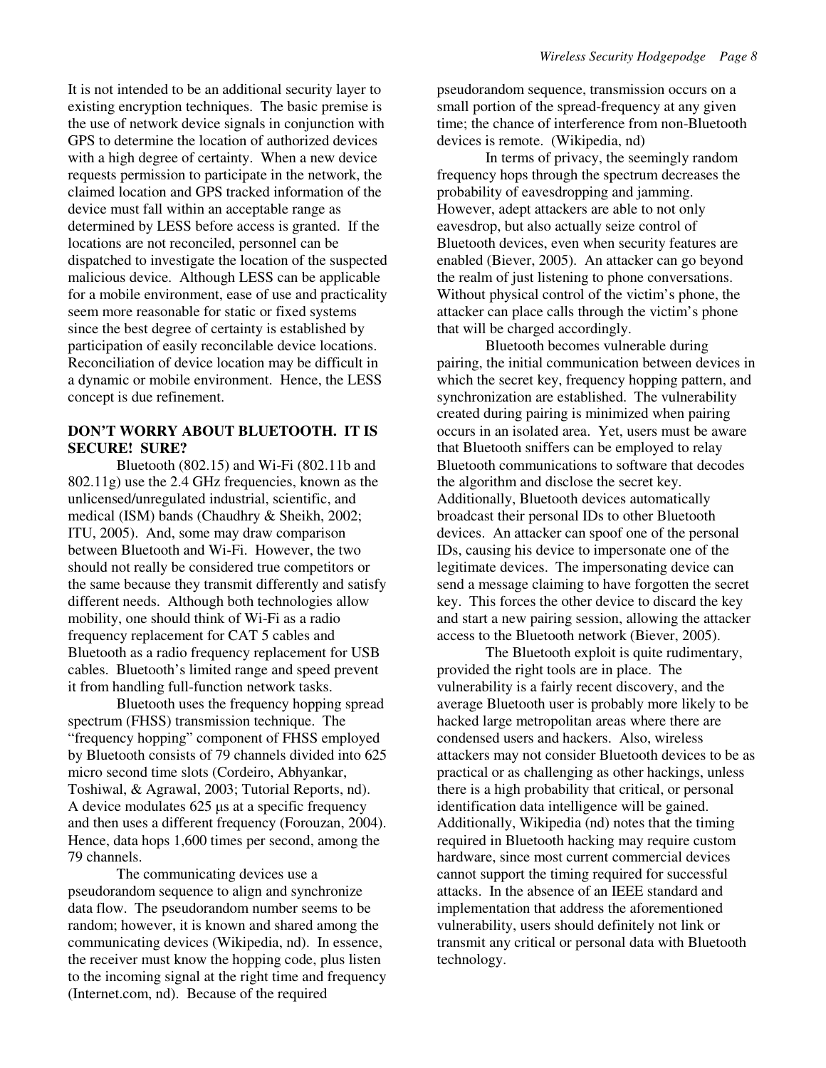It is not intended to be an additional security layer to existing encryption techniques. The basic premise is the use of network device signals in conjunction with GPS to determine the location of authorized devices with a high degree of certainty. When a new device requests permission to participate in the network, the claimed location and GPS tracked information of the device must fall within an acceptable range as determined by LESS before access is granted. If the locations are not reconciled, personnel can be dispatched to investigate the location of the suspected malicious device. Although LESS can be applicable for a mobile environment, ease of use and practicality seem more reasonable for static or fixed systems since the best degree of certainty is established by participation of easily reconcilable device locations. Reconciliation of device location may be difficult in a dynamic or mobile environment. Hence, the LESS concept is due refinement.

## DON'T WORRY ABOUT BLUETOOTH. IT IS SECURE! SURE?

Bluetooth (802.15) and Wi-Fi (802.11b and 802.11g) use the 2.4 GHz frequencies, known as the unlicensed/unregulated industrial, scientific, and medical (ISM) bands (Chaudhry & Sheikh, 2002; ITU, 2005). And, some may draw comparison between Bluetooth and Wi-Fi. However, the two should not really be considered true competitors or the same because they transmit differently and satisfy different needs. Although both technologies allow mobility, one should think of Wi-Fi as a radio frequency replacement for CAT 5 cables and Bluetooth as a radio frequency replacement for USB cables. Bluetooth's limited range and speed prevent it from handling full-function network tasks.

Bluetooth uses the frequency hopping spread spectrum (FHSS) transmission technique. The "frequency hopping" component of FHSS employed by Bluetooth consists of 79 channels divided into 625 micro second time slots (Cordeiro, Abhyankar, Toshiwal, & Agrawal, 2003; Tutorial Reports, nd). A device modulates 625 µs at a specific frequency and then uses a different frequency (Forouzan, 2004). Hence, data hops 1,600 times per second, among the 79 channels.

The communicating devices use a pseudorandom sequence to align and synchronize data flow. The pseudorandom number seems to be random; however, it is known and shared among the communicating devices (Wikipedia, nd). In essence, the receiver must know the hopping code, plus listen to the incoming signal at the right time and frequency (Internet.com, nd). Because of the required pseudorandom sequence, transmission occurs on a small portion of the spread-frequency at any given time; the chance of interference from non-Bluetooth devices is remote. (Wikipedia, nd)

In terms of privacy, the seemingly random frequency hops through the spectrum decreases the probability of eavesdropping and jamming. However, adept attackers are able to not only eavesdrop, but also actually seize control of Bluetooth devices, even when security features are enabled (Biever, 2005). An attacker can go beyond the realm of just listening to phone conversations. Without physical control of the victim's phone, the attacker can place calls through the victim's phone that will be charged accordingly.

Bluetooth becomes vulnerable during pairing, the initial communication between devices in which the secret key, frequency hopping pattern, and synchronization are established. The vulnerability created during pairing is minimized when pairing occurs in an isolated area. Yet, users must be aware that Bluetooth sniffers can be employed to relay Bluetooth communications to software that decodes the algorithm and disclose the secret key. Additionally, Bluetooth devices automatically broadcast their personal IDs to other Bluetooth devices. An attacker can spoof one of the personal IDs, causing his device to impersonate one of the legitimate devices. The impersonating device can send a message claiming to have forgotten the secret key. This forces the other device to discard the key and start a new pairing session, allowing the attacker access to the Bluetooth network (Biever, 2005).

The Bluetooth exploit is quite rudimentary, provided the right tools are in place. The vulnerability is a fairly recent discovery, and the average Bluetooth user is probably more likely to be hacked large metropolitan areas where there are condensed users and hackers. Also, wireless attackers may not consider Bluetooth devices to be as practical or as challenging as other hackings, unless there is a high probability that critical, or personal identification data intelligence will be gained. Additionally, Wikipedia (nd) notes that the timing required in Bluetooth hacking may require custom hardware, since most current commercial devices cannot support the timing required for successful attacks. In the absence of an IEEE standard and implementation that address the aforementioned vulnerability, users should definitely not link or transmit any critical or personal data with Bluetooth technology.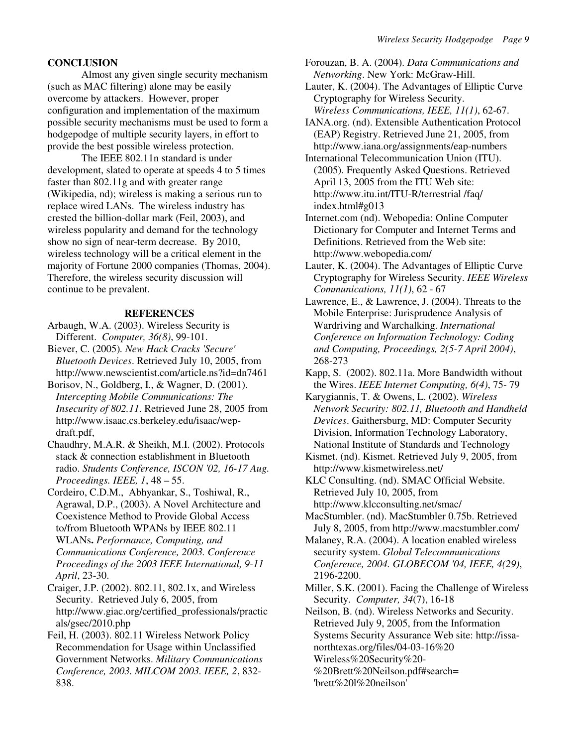## CONCLUSION

Almost any given single security mechanism (such as MAC filtering) alone may be easily overcome by attackers. However, proper configuration and implementation of the maximum possible security mechanisms must be used to form a hodgepodge of multiple security layers, in effort to provide the best possible wireless protection.

The IEEE 802.11n standard is under development, slated to operate at speeds 4 to 5 times faster than 802.11g and with greater range (Wikipedia, nd); wireless is making a serious run to replace wired LANs. The wireless industry has crested the billion-dollar mark (Feil, 2003), and wireless popularity and demand for the technology show no sign of near-term decrease. By 2010, wireless technology will be a critical element in the majority of Fortune 2000 companies (Thomas, 2004). Therefore, the wireless security discussion will continue to be prevalent.

## REFERENCES

Arbaugh, W.A. (2003). Wireless Security is Different. *Computer, 36(8)*, 99-101.

Biever, C. (2005). *New Hack Cracks 'Secure' Bluetooth Devices*. Retrieved July 10, 2005, from http://www.newscientist.com/article.ns?id=dn7461

Borisov, N., Goldberg, I., & Wagner, D. (2001). *Intercepting Mobile Communications: The Insecurity of 802.11*. Retrieved June 28, 2005 from http://www.isaac.cs.berkeley.edu/isaac/wep-draft.pdf,

Chaudhry, M.A.R. & Sheikh, M.I. (2002). Protocols stack & connection establishment in Bluetooth radio. *Students Conference, ISCON '02, 16-17 Aug. Proceedings. IEEE, 1*, 48 – 55.

Cordeiro, C.D.M., Abhyankar, S., Toshiwal, R., Agrawal, D.P., (2003). A Novel Architecture and Coexistence Method to Provide Global Access to/from Bluetooth WPANs by IEEE 802.11 WLANs**.** *Performance, Computing, and Communications Conference, 2003. Conference Proceedings of the 2003 IEEE International, 9-11 April*, 23-30.

Craiger, J.P. (2002). 802.11, 802.1x, and Wireless Security. Retrieved July 6, 2005, from http://www.giac.org/certified_professionals/practicals/gsec/2010.php

Feil, H. (2003). 802.11 Wireless Network Policy Recommendation for Usage within Unclassified Government Networks. *Military Communications Conference, 2003. MILCOM 2003. IEEE, 2*, 832-838.

Forouzan, B. A. (2004). *Data Communications and Networking*. New York: McGraw-Hill.

Lauter, K. (2004). The Advantages of Elliptic Curve Cryptography for Wireless Security. *Wireless Communications, IEEE, 11(1)*, 62-67.

IANA.org. (nd). Extensible Authentication Protocol (EAP) Registry. Retrieved June 21, 2005, from http://www.iana.org/assignments/eap-numbers

International Telecommunication Union (ITU). (2005). Frequently Asked Questions. Retrieved April 13, 2005 from the ITU Web site: http://www.itu.int/ITU-R/terrestrial /faq/ index.html#g013

Internet.com (nd). Webopedia: Online Computer Dictionary for Computer and Internet Terms and Definitions. Retrieved from the Web site: http://www.webopedia.com/

Lauter, K. (2004). The Advantages of Elliptic Curve Cryptography for Wireless Security. *IEEE Wireless Communications, 11(1)*, 62 - 67

Lawrence, E., & Lawrence, J. (2004). Threats to the Mobile Enterprise: Jurisprudence Analysis of Wardriving and Warchalking. *International Conference on Information Technology: Coding and Computing, Proceedings, 2(5-7 April 2004)*, 268-273

Kapp, S. (2002). 802.11a. More Bandwidth without the Wires. *IEEE Internet Computing, 6(4)*, 75- 79

Karygiannis, T. & Owens, L. (2002). *Wireless Network Security: 802.11, Bluetooth and Handheld Devices*. Gaithersburg, MD: Computer Security Division, Information Technology Laboratory, National Institute of Standards and Technology

Kismet. (nd). Kismet. Retrieved July 9, 2005, from http://www.kismetwireless.net/

KLC Consulting. (nd). SMAC Official Website. Retrieved July 10, 2005, from http://www.klcconsulting.net/smac/

MacStumbler. (nd). MacStumbler 0.75b. Retrieved July 8, 2005, from http://www.macstumbler.com/

Malaney, R.A. (2004). A location enabled wireless security system. *Global Telecommunications Conference, 2004. GLOBECOM '04, IEEE, 4(29)*, 2196-2200.

Miller, S.K. (2001). Facing the Challenge of Wireless Security. *Computer, 34*(7), 16-18

Neilson, B. (nd). Wireless Networks and Security. Retrieved July 9, 2005, from the Information Systems Security Assurance Web site: http://issa-northtexas.org/files/04-03-16%20 Wireless%20Security%20-%20Brett%20Neilson.pdf#search= 'brett%20l%20neilson'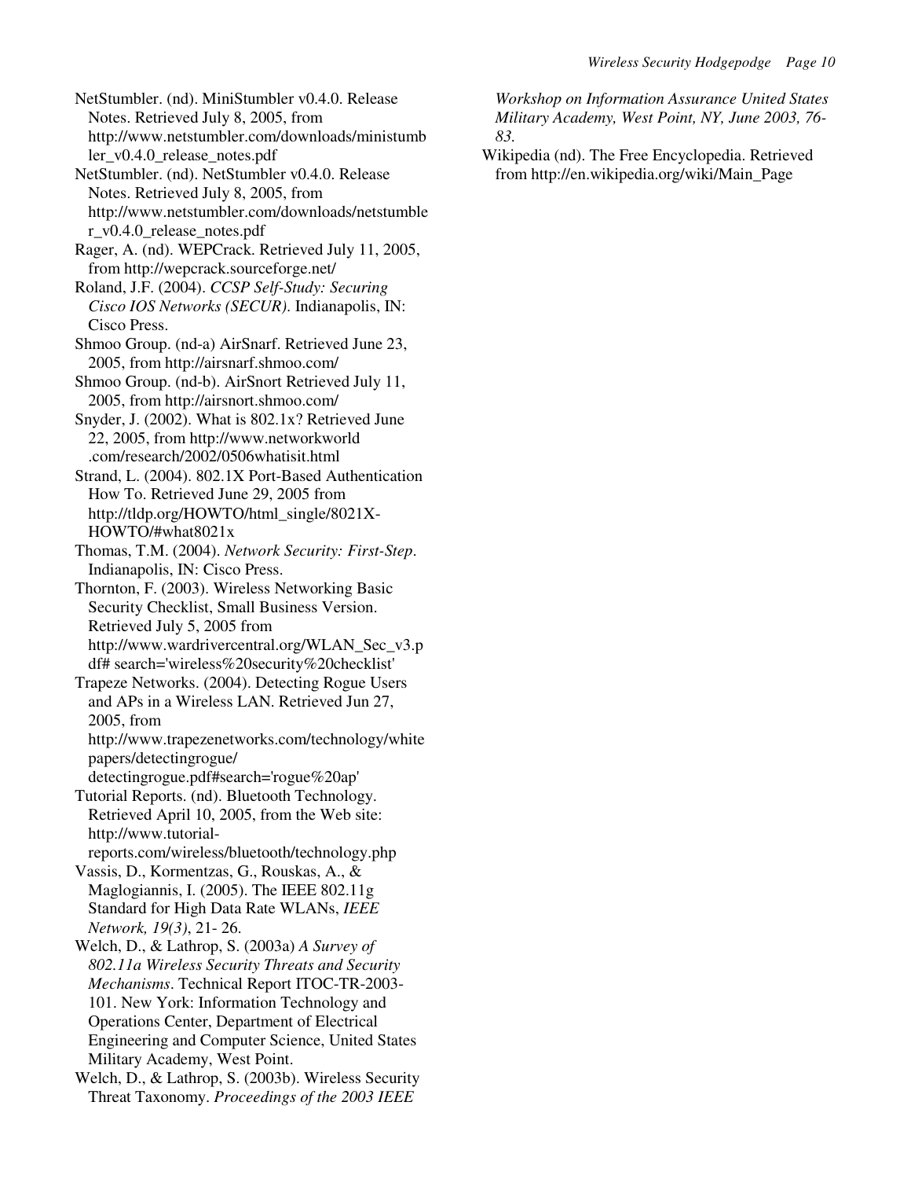NetStumbler. (nd). MiniStumbler v0.4.0. Release Notes. Retrieved July 8, 2005, from http://www.netstumbler.com/downloads/ministumbler_v0.4.0_release_notes.pdf

NetStumbler. (nd). NetStumbler v0.4.0. Release Notes. Retrieved July 8, 2005, from http://www.netstumbler.com/downloads/netstumbler_v0.4.0_release_notes.pdf

Rager, A. (nd). WEPCrack. Retrieved July 11, 2005, from http://wepcrack.sourceforge.net/

Roland, J.F. (2004). *CCSP Self-Study: Securing Cisco IOS Networks (SECUR)*. Indianapolis, IN: Cisco Press.

Shmoo Group. (nd-a) AirSnarf. Retrieved June 23, 2005, from http://airsnarf.shmoo.com/

Shmoo Group. (nd-b). AirSnort Retrieved July 11, 2005, from http://airsnort.shmoo.com/

Snyder, J. (2002). What is 802.1x? Retrieved June 22, 2005, from http://www.networkworld.com/research/2002/0506whatisit.html

Strand, L. (2004). 802.1X Port-Based Authentication How To. Retrieved June 29, 2005 from http://tldp.org/HOWTO/html_single/8021X-HOWTO/#what8021x

Thomas, T.M. (2004). *Network Security: First-Step*. Indianapolis, IN: Cisco Press.

Thornton, F. (2003). Wireless Networking Basic Security Checklist, Small Business Version. Retrieved July 5, 2005 from http://www.wardrivercentral.org/WLAN_Sec_v3.pdf# search='wireless%20security%20checklist'

Trapeze Networks. (2004). Detecting Rogue Users and APs in a Wireless LAN. Retrieved Jun 27, 2005, from http://www.trapezenetworks.com/technology/whitepapers/detectingrogue/detectingrogue.pdf#search='rogue%20ap'

Tutorial Reports. (nd). Bluetooth Technology. Retrieved April 10, 2005, from the Web site: http://www.tutorial-reports.com/wireless/bluetooth/technology.php

Vassis, D., Kormentzas, G., Rouskas, A., & Maglogiannis, I. (2005). The IEEE 802.11g Standard for High Data Rate WLANs, *IEEE Network, 19(3)*, 21- 26.

Welch, D., & Lathrop, S. (2003a) *A Survey of 802.11a Wireless Security Threats and Security Mechanisms*. Technical Report ITOC-TR-2003-101. New York: Information Technology and Operations Center, Department of Electrical Engineering and Computer Science, United States Military Academy, West Point.

Welch, D., & Lathrop, S. (2003b). Wireless Security Threat Taxonomy. *Proceedings of the 2003 IEEE Workshop on Information Assurance United States Military Academy, West Point, NY, June 2003, 76-83.*

Wikipedia (nd). The Free Encyclopedia. Retrieved from http://en.wikipedia.org/wiki/Main_Page